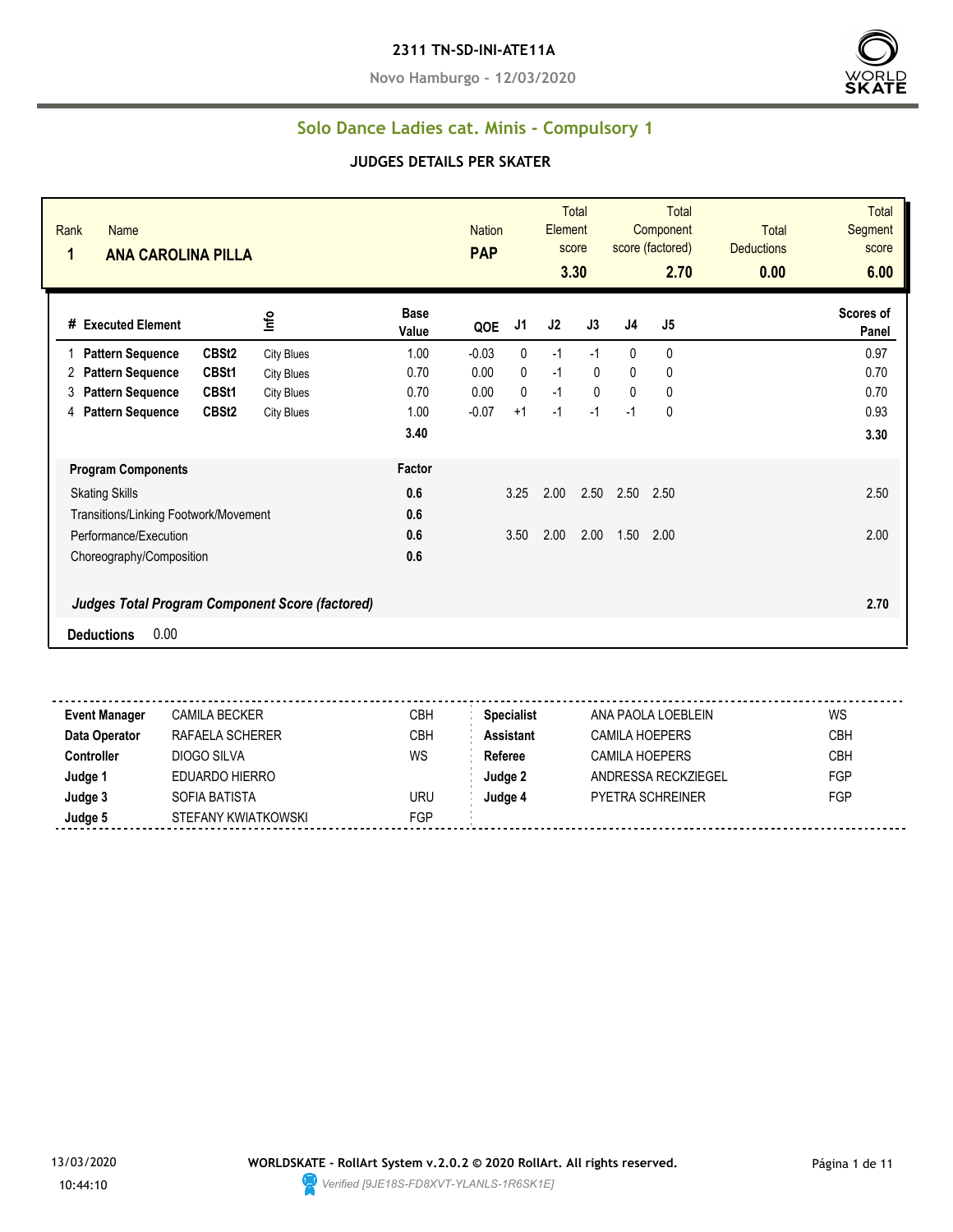# 2311 TN-SD-INI-ATE11A

Novo Hamburgo - 12/03/2020

## Solo Dance Ladies cat. Minis - Compulsory 1

### JUDGES DETAILS PER SKATER

| Rank | Name | Nation | Total Element score | Total Component score (factored) | Total Deductions | Total Segment score |
|---|---|---|---|---|---|---|
| 1 | ANA CAROLINA PILLA | PAP | 3.30 | 2.70 | 0.00 | 6.00 |

| # | Executed Element | | Info | Base Value | QOE | J1 | J2 | J3 | J4 | J5 | Scores of Panel |
|---|---|---|---|---|---|---|---|---|---|---|---|
| 1 | Pattern Sequence | CBSt2 | City Blues | 1.00 | -0.03 | 0 | -1 | -1 | 0 | 0 | 0.97 |
| 2 | Pattern Sequence | CBSt1 | City Blues | 0.70 | 0.00 | 0 | -1 | 0 | 0 | 0 | 0.70 |
| 3 | Pattern Sequence | CBSt1 | City Blues | 0.70 | 0.00 | 0 | -1 | 0 | 0 | 0 | 0.70 |
| 4 | Pattern Sequence | CBSt2 | City Blues | 1.00 | -0.07 | +1 | -1 | -1 | -1 | 0 | 0.93 |
| | | | | 3.40 | | | | | | | 3.30 |

| Program Components | Factor | J1 | J2 | J3 | J4 | J5 | |
|---|---|---|---|---|---|---|---|
| Skating Skills | 0.6 | 3.25 | 2.00 | 2.50 | 2.50 | 2.50 | 2.50 |
| Transitions/Linking Footwork/Movement | 0.6 | | | | | | |
| Performance/Execution | 0.6 | 3.50 | 2.00 | 2.00 | 1.50 | 2.00 | 2.00 |
| Choreography/Composition | 0.6 | | | | | | |
| ***Judges Total Program Component Score (factored)*** | | | | | | | 2.70 |

**Deductions** 0.00

| | | | | | |
|---|---|---|---|---|---|
| **Event Manager** | CAMILA BECKER | CBH | **Specialist** | ANA PAOLA LOEBLEIN | WS |
| **Data Operator** | RAFAELA SCHERER | CBH | **Assistant** | CAMILA HOEPERS | CBH |
| **Controller** | DIOGO SILVA | WS | **Referee** | CAMILA HOEPERS | CBH |
| **Judge 1** | EDUARDO HIERRO | | **Judge 2** | ANDRESSA RECKZIEGEL | FGP |
| **Judge 3** | SOFIA BATISTA | URU | **Judge 4** | PYETRA SCHREINER | FGP |
| **Judge 5** | STEFANY KWIATKOWSKI | FGP | | | |

13/03/2020 10:44:10

**WORLDSKATE - RollArt System v.2.0.2 © 2020 RollArt. All rights reserved.**

*Verified [9JE18S-FD8XVT-YLANLS-1R6SK1E]*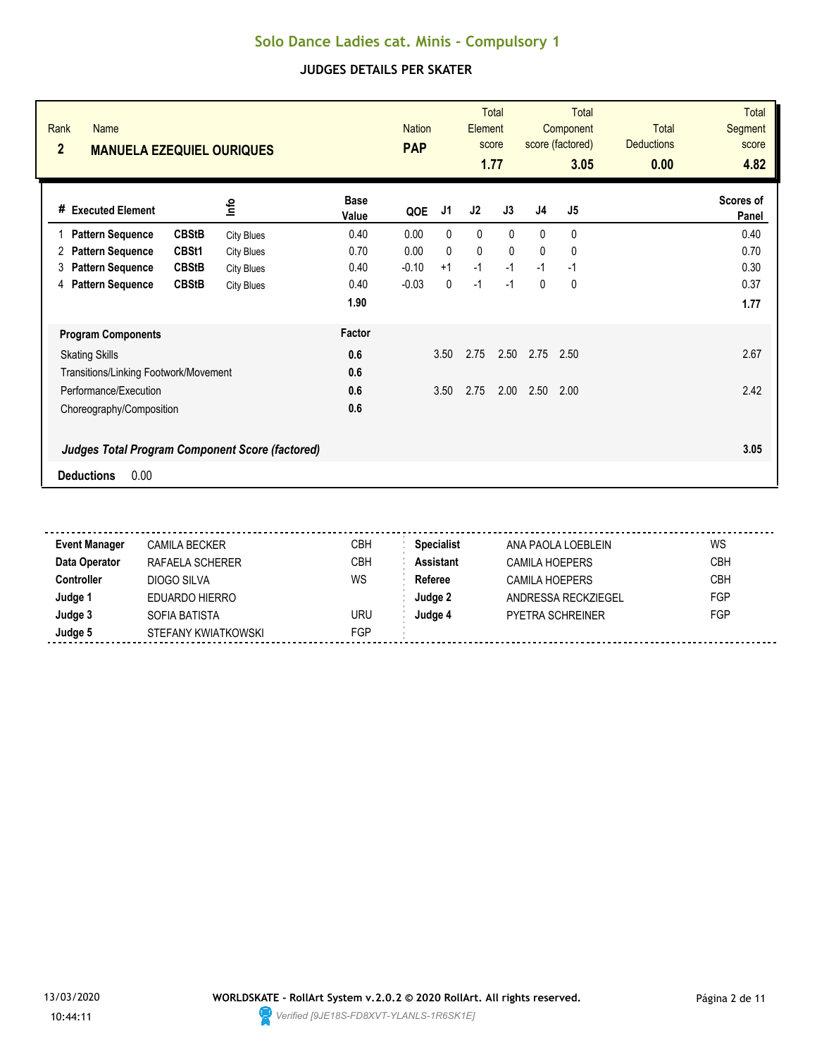# Solo Dance Ladies cat. Minis - Compulsory 1

## JUDGES DETAILS PER SKATER

| Rank | Name | Nation | Total Element score | Total Component score (factored) | Total Deductions | Total Segment score |
|---|---|---|---|---|---|---|
| 2 | MANUELA EZEQUIEL OURIQUES | PAP | 1.77 | 3.05 | 0.00 | 4.82 |

| # | Executed Element | | Info | Base Value | QOE | J1 | J2 | J3 | J4 | J5 | Scores of Panel |
|---|---|---|---|---|---|---|---|---|---|---|---|
| 1 | Pattern Sequence | CBStB | City Blues | 0.40 | 0.00 | 0 | 0 | 0 | 0 | 0 | 0.40 |
| 2 | Pattern Sequence | CBSt1 | City Blues | 0.70 | 0.00 | 0 | 0 | 0 | 0 | 0 | 0.70 |
| 3 | Pattern Sequence | CBStB | City Blues | 0.40 | -0.10 | +1 | -1 | -1 | -1 | -1 | 0.30 |
| 4 | Pattern Sequence | CBStB | City Blues | 0.40 | -0.03 | 0 | -1 | -1 | 0 | 0 | 0.37 |
| | | | | **1.90** | | | | | | | **1.77** |

| Program Components | Factor | J1 | J2 | J3 | J4 | J5 | |
|---|---|---|---|---|---|---|---|
| Skating Skills | 0.6 | 3.50 | 2.75 | 2.50 | 2.75 | 2.50 | 2.67 |
| Transitions/Linking Footwork/Movement | 0.6 | | | | | | |
| Performance/Execution | 0.6 | 3.50 | 2.75 | 2.00 | 2.50 | 2.00 | 2.42 |
| Choreography/Composition | 0.6 | | | | | | |
| ***Judges Total Program Component Score (factored)*** | | | | | | | **3.05** |

**Deductions** 0.00

| | | | | | |
|---|---|---|---|---|---|
| **Event Manager** | CAMILA BECKER | CBH | **Specialist** | ANA PAOLA LOEBLEIN | WS |
| **Data Operator** | RAFAELA SCHERER | CBH | **Assistant** | CAMILA HOEPERS | CBH |
| **Controller** | DIOGO SILVA | WS | **Referee** | CAMILA HOEPERS | CBH |
| **Judge 1** | EDUARDO HIERRO | | **Judge 2** | ANDRESSA RECKZIEGEL | FGP |
| **Judge 3** | SOFIA BATISTA | URU | **Judge 4** | PYETRA SCHREINER | FGP |
| **Judge 5** | STEFANY KWIATKOWSKI | FGP | | | |

13/03/2020 10:44:11

**WORLDSKATE - RollArt System v.2.0.2 © 2020 RollArt. All rights reserved.**

*Verified [9JE18S-FD8XVT-YLANLS-1R6SK1E]*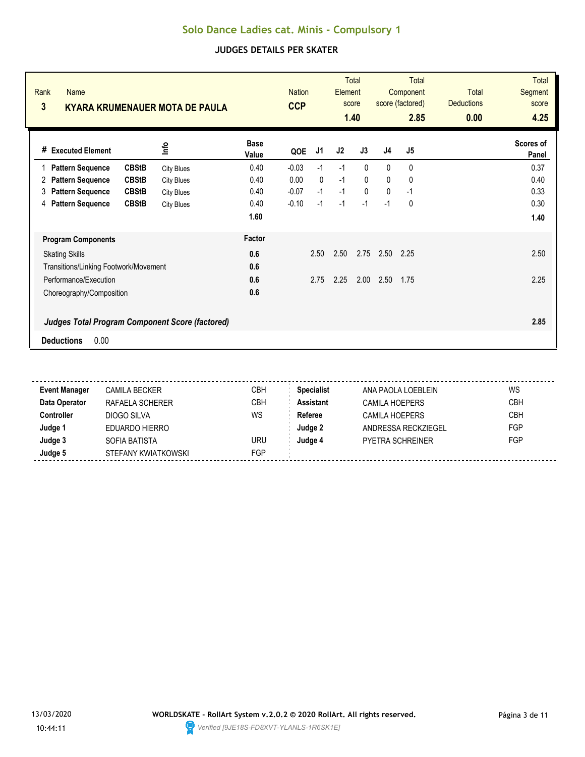# Solo Dance Ladies cat. Minis - Compulsory 1

## JUDGES DETAILS PER SKATER

| Rank | Name | Nation | Total Element score | Total Component score (factored) | Total Deductions | Total Segment score |
|---|---|---|---|---|---|---|
| 3 | KYARA KRUMENAUER MOTA DE PAULA | CCP | 1.40 | 2.85 | 0.00 | 4.25 |

| # | Executed Element | | Info | Base Value | QOE | J1 | J2 | J3 | J4 | J5 | Scores of Panel |
|---|---|---|---|---|---|---|---|---|---|---|---|
| 1 | Pattern Sequence | CBStB | City Blues | 0.40 | -0.03 | -1 | -1 | 0 | 0 | 0 | 0.37 |
| 2 | Pattern Sequence | CBStB | City Blues | 0.40 | 0.00 | 0 | -1 | 0 | 0 | 0 | 0.40 |
| 3 | Pattern Sequence | CBStB | City Blues | 0.40 | -0.07 | -1 | -1 | 0 | 0 | -1 | 0.33 |
| 4 | Pattern Sequence | CBStB | City Blues | 0.40 | -0.10 | -1 | -1 | -1 | -1 | 0 | 0.30 |
| | | | | 1.60 | | | | | | | 1.40 |

| Program Components | Factor | J1 | J2 | J3 | J4 | J5 | |
|---|---|---|---|---|---|---|---|
| Skating Skills | 0.6 | 2.50 | 2.50 | 2.75 | 2.50 | 2.25 | 2.50 |
| Transitions/Linking Footwork/Movement | 0.6 | | | | | | |
| Performance/Execution | 0.6 | 2.75 | 2.25 | 2.00 | 2.50 | 1.75 | 2.25 |
| Choreography/Composition | 0.6 | | | | | | |
| *Judges Total Program Component Score (factored)* | | | | | | | 2.85 |

**Deductions** 0.00

| | | | | | |
|---|---|---|---|---|---|
| **Event Manager** | CAMILA BECKER | CBH | **Specialist** | ANA PAOLA LOEBLEIN | WS |
| **Data Operator** | RAFAELA SCHERER | CBH | **Assistant** | CAMILA HOEPERS | CBH |
| **Controller** | DIOGO SILVA | WS | **Referee** | CAMILA HOEPERS | CBH |
| **Judge 1** | EDUARDO HIERRO | | **Judge 2** | ANDRESSA RECKZIEGEL | FGP |
| **Judge 3** | SOFIA BATISTA | URU | **Judge 4** | PYETRA SCHREINER | FGP |
| **Judge 5** | STEFANY KWIATKOWSKI | FGP | | | |

13/03/2020 10:44:11

**WORLDSKATE - RollArt System v.2.0.2 © 2020 RollArt. All rights reserved.**

*Verified [9JE18S-FD8XVT-YLANLS-1R6SK1E]*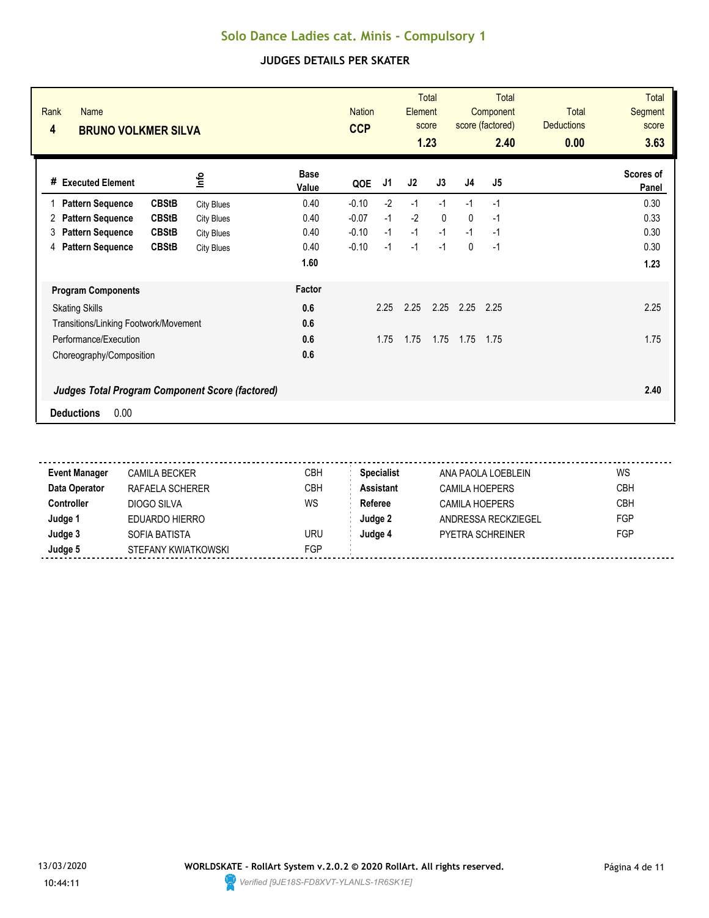# Solo Dance Ladies cat. Minis - Compulsory 1

## JUDGES DETAILS PER SKATER

| Rank | Name | Nation | Total Element score | Total Component score (factored) | Total Deductions | Total Segment score |
|---|---|---|---|---|---|---|
| 4 | **BRUNO VOLKMER SILVA** | **CCP** | **1.23** | **2.40** | **0.00** | **3.63** |

| # | Executed Element | | Info | Base Value | QOE | J1 | J2 | J3 | J4 | J5 | Scores of Panel |
|---|---|---|---|---|---|---|---|---|---|---|---|
| 1 | **Pattern Sequence** | **CBStB** | City Blues | 0.40 | -0.10 | -2 | -1 | -1 | -1 | -1 | 0.30 |
| 2 | **Pattern Sequence** | **CBStB** | City Blues | 0.40 | -0.07 | -1 | -2 | 0 | 0 | -1 | 0.33 |
| 3 | **Pattern Sequence** | **CBStB** | City Blues | 0.40 | -0.10 | -1 | -1 | -1 | -1 | -1 | 0.30 |
| 4 | **Pattern Sequence** | **CBStB** | City Blues | 0.40 | -0.10 | -1 | -1 | -1 | 0 | -1 | 0.30 |
| | | | | **1.60** | | | | | | | **1.23** |

| **Program Components** | **Factor** | J1 | J2 | J3 | J4 | J5 | |
|---|---|---|---|---|---|---|---|
| Skating Skills | **0.6** | 2.25 | 2.25 | 2.25 | 2.25 | 2.25 | 2.25 |
| Transitions/Linking Footwork/Movement | **0.6** | | | | | | |
| Performance/Execution | **0.6** | 1.75 | 1.75 | 1.75 | 1.75 | 1.75 | 1.75 |
| Choreography/Composition | **0.6** | | | | | | |
| ***Judges Total Program Component Score (factored)*** | | | | | | | **2.40** |

**Deductions** 0.00

| | | | | | |
|---|---|---|---|---|---|
| **Event Manager** | CAMILA BECKER | CBH | **Specialist** | ANA PAOLA LOEBLEIN | WS |
| **Data Operator** | RAFAELA SCHERER | CBH | **Assistant** | CAMILA HOEPERS | CBH |
| **Controller** | DIOGO SILVA | WS | **Referee** | CAMILA HOEPERS | CBH |
| **Judge 1** | EDUARDO HIERRO | | **Judge 2** | ANDRESSA RECKZIEGEL | FGP |
| **Judge 3** | SOFIA BATISTA | URU | **Judge 4** | PYETRA SCHREINER | FGP |
| **Judge 5** | STEFANY KWIATKOWSKI | FGP | | | |

13/03/2020 10:44:11

**WORLDSKATE - RollArt System v.2.0.2 © 2020 RollArt. All rights reserved.**

*Verified [9JE18S-FD8XVT-YLANLS-1R6SK1E]*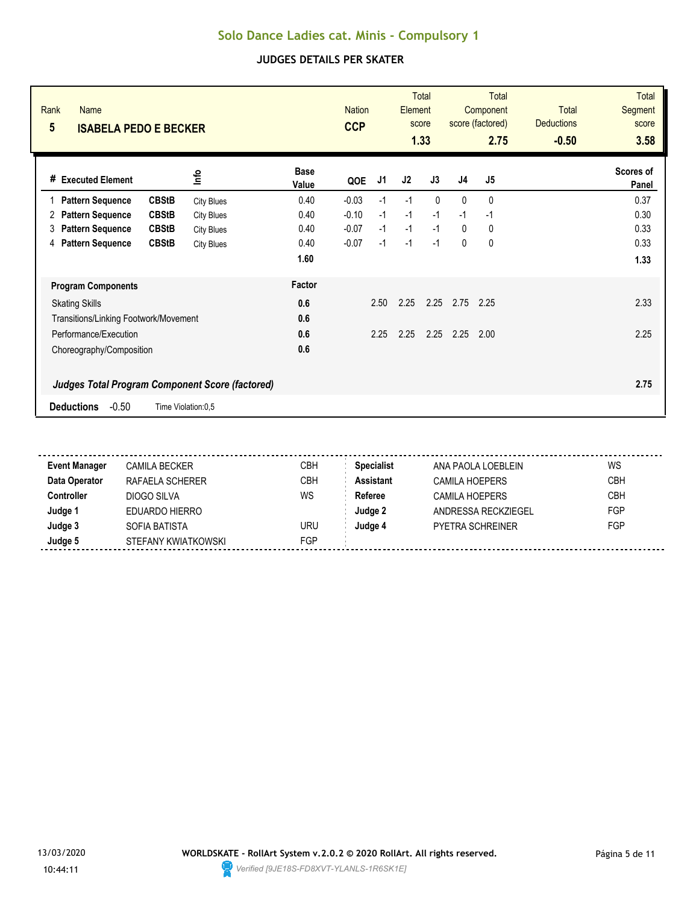# Solo Dance Ladies cat. Minis - Compulsory 1

## JUDGES DETAILS PER SKATER

| Rank | Name | Nation | Total Element score | Total Component score (factored) | Total Deductions | Total Segment score |
|---|---|---|---|---|---|---|
| 5 | **ISABELA PEDO E BECKER** | **CCP** | **1.33** | **2.75** | **-0.50** | **3.58** |

| # | Executed Element | | Info | Base Value | QOE | J1 | J2 | J3 | J4 | J5 | Scores of Panel |
|---|---|---|---|---|---|---|---|---|---|---|---|
| 1 | **Pattern Sequence** | **CBStB** | City Blues | 0.40 | -0.03 | -1 | -1 | 0 | 0 | 0 | 0.37 |
| 2 | **Pattern Sequence** | **CBStB** | City Blues | 0.40 | -0.10 | -1 | -1 | -1 | -1 | -1 | 0.30 |
| 3 | **Pattern Sequence** | **CBStB** | City Blues | 0.40 | -0.07 | -1 | -1 | -1 | 0 | 0 | 0.33 |
| 4 | **Pattern Sequence** | **CBStB** | City Blues | 0.40 | -0.07 | -1 | -1 | -1 | 0 | 0 | 0.33 |
| | | | | **1.60** | | | | | | | **1.33** |

| Program Components | Factor | J1 | J2 | J3 | J4 | J5 | |
|---|---|---|---|---|---|---|---|
| Skating Skills | 0.6 | 2.50 | 2.25 | 2.25 | 2.75 | 2.25 | 2.33 |
| Transitions/Linking Footwork/Movement | 0.6 | | | | | | |
| Performance/Execution | 0.6 | 2.25 | 2.25 | 2.25 | 2.25 | 2.00 | 2.25 |
| Choreography/Composition | 0.6 | | | | | | |
| ***Judges Total Program Component Score (factored)*** | | | | | | | **2.75** |

**Deductions** -0.50 Time Violation:0,5

| | | | | | |
|---|---|---|---|---|---|
| **Event Manager** | CAMILA BECKER | CBH | **Specialist** | ANA PAOLA LOEBLEIN | WS |
| **Data Operator** | RAFAELA SCHERER | CBH | **Assistant** | CAMILA HOEPERS | CBH |
| **Controller** | DIOGO SILVA | WS | **Referee** | CAMILA HOEPERS | CBH |
| **Judge 1** | EDUARDO HIERRO | | **Judge 2** | ANDRESSA RECKZIEGEL | FGP |
| **Judge 3** | SOFIA BATISTA | URU | **Judge 4** | PYETRA SCHREINER | FGP |
| **Judge 5** | STEFANY KWIATKOWSKI | FGP | | | |

13/03/2020 10:44:11

**WORLDSKATE - RollArt System v.2.0.2 © 2020 RollArt. All rights reserved.**

*Verified [9JE18S-FD8XVT-YLANLS-1R6SK1E]*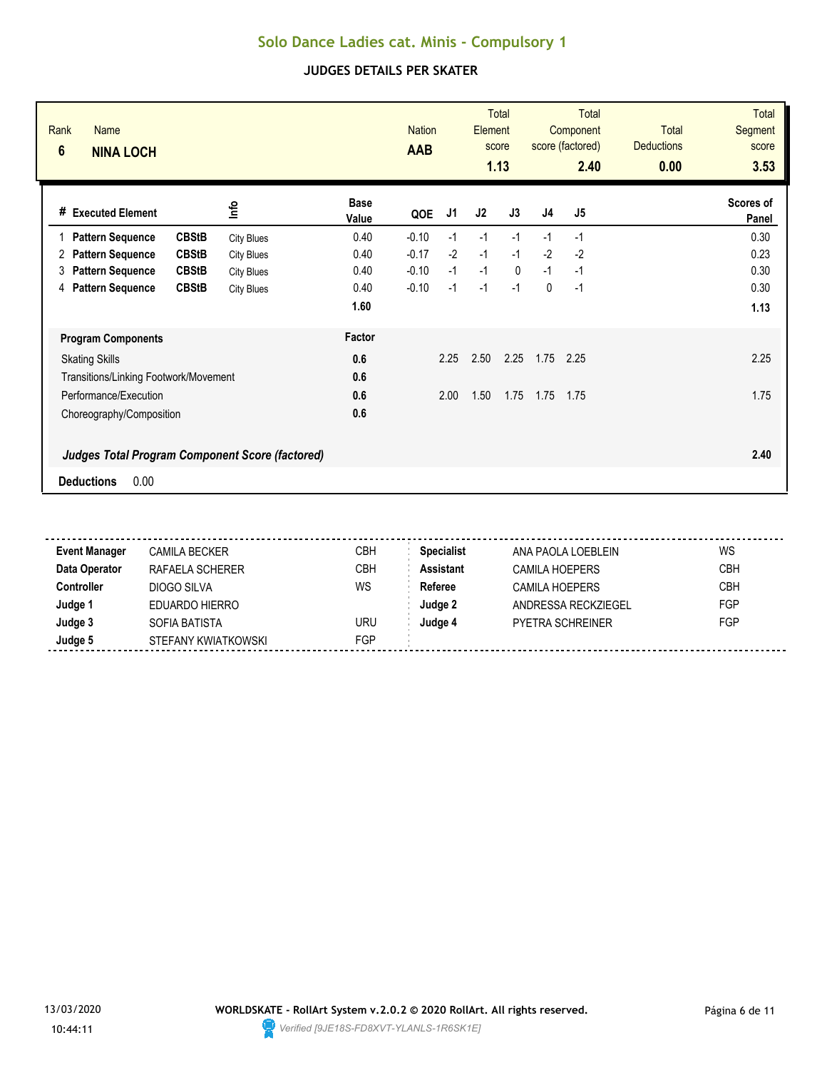# Solo Dance Ladies cat. Minis - Compulsory 1

## JUDGES DETAILS PER SKATER

| Rank | Name | Nation | Total Element score | Total Component score (factored) | Total Deductions | Total Segment score |
|---|---|---|---|---|---|---|
| 6 | NINA LOCH | AAB | 1.13 | 2.40 | 0.00 | 3.53 |

| # | Executed Element | | Info | Base Value | QOE | J1 | J2 | J3 | J4 | J5 | Scores of Panel |
|---|---|---|---|---|---|---|---|---|---|---|---|
| 1 | Pattern Sequence | CBStB | City Blues | 0.40 | -0.10 | -1 | -1 | -1 | -1 | -1 | 0.30 |
| 2 | Pattern Sequence | CBStB | City Blues | 0.40 | -0.17 | -2 | -1 | -1 | -2 | -2 | 0.23 |
| 3 | Pattern Sequence | CBStB | City Blues | 0.40 | -0.10 | -1 | -1 | 0 | -1 | -1 | 0.30 |
| 4 | Pattern Sequence | CBStB | City Blues | 0.40 | -0.10 | -1 | -1 | -1 | 0 | -1 | 0.30 |
| | | | | 1.60 | | | | | | | 1.13 |

| Program Components | Factor | J1 | J2 | J3 | J4 | J5 | |
|---|---|---|---|---|---|---|---|
| Skating Skills | 0.6 | 2.25 | 2.50 | 2.25 | 1.75 | 2.25 | 2.25 |
| Transitions/Linking Footwork/Movement | 0.6 | | | | | | |
| Performance/Execution | 0.6 | 2.00 | 1.50 | 1.75 | 1.75 | 1.75 | 1.75 |
| Choreography/Composition | 0.6 | | | | | | |

***Judges Total Program Component Score (factored)*** **2.40**

**Deductions** 0.00

| | | | | | |
|---|---|---|---|---|---|
| **Event Manager** | CAMILA BECKER | CBH | **Specialist** | ANA PAOLA LOEBLEIN | WS |
| **Data Operator** | RAFAELA SCHERER | CBH | **Assistant** | CAMILA HOEPERS | CBH |
| **Controller** | DIOGO SILVA | WS | **Referee** | CAMILA HOEPERS | CBH |
| **Judge 1** | EDUARDO HIERRO | | **Judge 2** | ANDRESSA RECKZIEGEL | FGP |
| **Judge 3** | SOFIA BATISTA | URU | **Judge 4** | PYETRA SCHREINER | FGP |
| **Judge 5** | STEFANY KWIATKOWSKI | FGP | | | |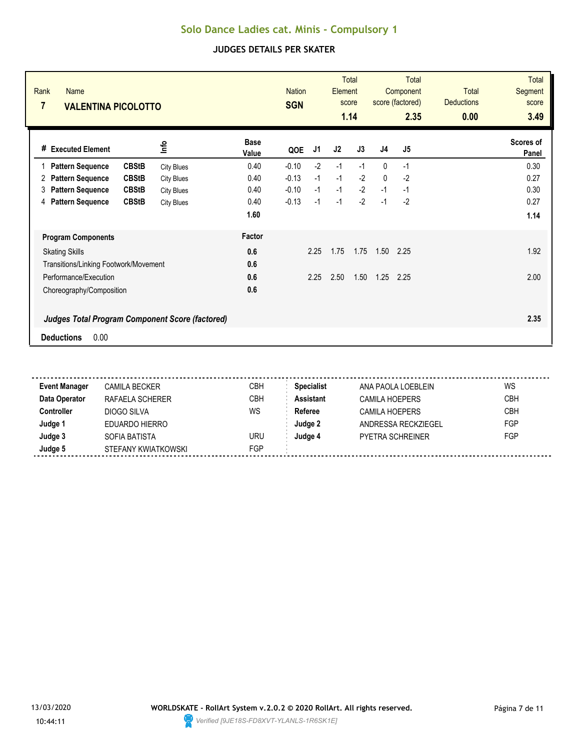# Solo Dance Ladies cat. Minis - Compulsory 1

## JUDGES DETAILS PER SKATER

| Rank | Name | Nation | Total Element score | Total Component score (factored) | Total Deductions | Total Segment score |
|---|---|---|---|---|---|---|
| 7 | VALENTINA PICOLOTTO | SGN | 1.14 | 2.35 | 0.00 | 3.49 |

| # | Executed Element | | Info | Base Value | QOE | J1 | J2 | J3 | J4 | J5 | Scores of Panel |
|---|---|---|---|---|---|---|---|---|---|---|---|
| 1 | Pattern Sequence | CBStB | City Blues | 0.40 | -0.10 | -2 | -1 | -1 | 0 | -1 | 0.30 |
| 2 | Pattern Sequence | CBStB | City Blues | 0.40 | -0.13 | -1 | -1 | -2 | 0 | -2 | 0.27 |
| 3 | Pattern Sequence | CBStB | City Blues | 0.40 | -0.10 | -1 | -1 | -2 | -1 | -1 | 0.30 |
| 4 | Pattern Sequence | CBStB | City Blues | 0.40 | -0.13 | -1 | -1 | -2 | -1 | -2 | 0.27 |
| | | | | **1.60** | | | | | | | **1.14** |

| Program Components | Factor | J1 | J2 | J3 | J4 | J5 | |
|---|---|---|---|---|---|---|---|
| Skating Skills | 0.6 | 2.25 | 1.75 | 1.75 | 1.50 | 2.25 | 1.92 |
| Transitions/Linking Footwork/Movement | 0.6 | | | | | | |
| Performance/Execution | 0.6 | 2.25 | 2.50 | 1.50 | 1.25 | 2.25 | 2.00 |
| Choreography/Composition | 0.6 | | | | | | |
| ***Judges Total Program Component Score (factored)*** | | | | | | | **2.35** |

**Deductions** 0.00

| | | | | | |
|---|---|---|---|---|---|
| **Event Manager** | CAMILA BECKER | CBH | **Specialist** | ANA PAOLA LOEBLEIN | WS |
| **Data Operator** | RAFAELA SCHERER | CBH | **Assistant** | CAMILA HOEPERS | CBH |
| **Controller** | DIOGO SILVA | WS | **Referee** | CAMILA HOEPERS | CBH |
| **Judge 1** | EDUARDO HIERRO | | **Judge 2** | ANDRESSA RECKZIEGEL | FGP |
| **Judge 3** | SOFIA BATISTA | URU | **Judge 4** | PYETRA SCHREINER | FGP |
| **Judge 5** | STEFANY KWIATKOWSKI | FGP | | | |

13/03/2020 10:44:11

**WORLDSKATE - RollArt System v.2.0.2 © 2020 RollArt. All rights reserved.**

*Verified [9JE18S-FD8XVT-YLANLS-1R6SK1E]*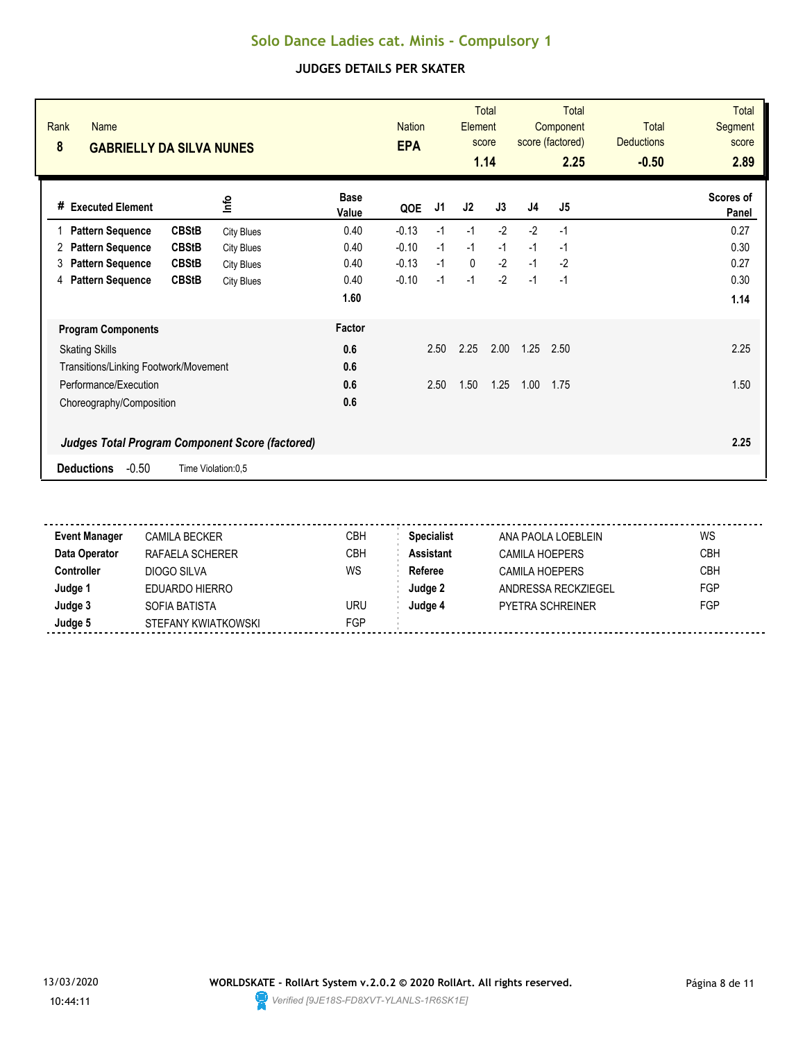# Solo Dance Ladies cat. Minis - Compulsory 1

## JUDGES DETAILS PER SKATER

| Rank | Name | Nation | Total Element score | Total Component score (factored) | Total Deductions | Total Segment score |
|---|---|---|---|---|---|---|
| 8 | **GABRIELLY DA SILVA NUNES** | **EPA** | **1.14** | **2.25** | **-0.50** | **2.89** |

| # | Executed Element | | Info | Base Value | QOE | J1 | J2 | J3 | J4 | J5 | Scores of Panel |
|---|---|---|---|---|---|---|---|---|---|---|---|
| 1 | **Pattern Sequence** | **CBStB** | City Blues | 0.40 | -0.13 | -1 | -1 | -2 | -2 | -1 | 0.27 |
| 2 | **Pattern Sequence** | **CBStB** | City Blues | 0.40 | -0.10 | -1 | -1 | -1 | -1 | -1 | 0.30 |
| 3 | **Pattern Sequence** | **CBStB** | City Blues | 0.40 | -0.13 | -1 | 0 | -2 | -1 | -2 | 0.27 |
| 4 | **Pattern Sequence** | **CBStB** | City Blues | 0.40 | -0.10 | -1 | -1 | -2 | -1 | -1 | 0.30 |
| | | | | **1.60** | | | | | | | **1.14** |

| **Program Components** | **Factor** | J1 | J2 | J3 | J4 | J5 | |
|---|---|---|---|---|---|---|---|
| Skating Skills | **0.6** | 2.50 | 2.25 | 2.00 | 1.25 | 2.50 | 2.25 |
| Transitions/Linking Footwork/Movement | **0.6** | | | | | | |
| Performance/Execution | **0.6** | 2.50 | 1.50 | 1.25 | 1.00 | 1.75 | 1.50 |
| Choreography/Composition | **0.6** | | | | | | |
| ***Judges Total Program Component Score (factored)*** | | | | | | | **2.25** |

**Deductions** -0.50 Time Violation:0,5

| | | | | | |
|---|---|---|---|---|---|
| **Event Manager** | CAMILA BECKER | CBH | **Specialist** | ANA PAOLA LOEBLEIN | WS |
| **Data Operator** | RAFAELA SCHERER | CBH | **Assistant** | CAMILA HOEPERS | CBH |
| **Controller** | DIOGO SILVA | WS | **Referee** | CAMILA HOEPERS | CBH |
| **Judge 1** | EDUARDO HIERRO | | **Judge 2** | ANDRESSA RECKZIEGEL | FGP |
| **Judge 3** | SOFIA BATISTA | URU | **Judge 4** | PYETRA SCHREINER | FGP |
| **Judge 5** | STEFANY KWIATKOWSKI | FGP | | | |

13/03/2020 10:44:11

**WORLDSKATE - RollArt System v.2.0.2 © 2020 RollArt. All rights reserved.**

*Verified [9JE18S-FD8XVT-YLANLS-1R6SK1E]*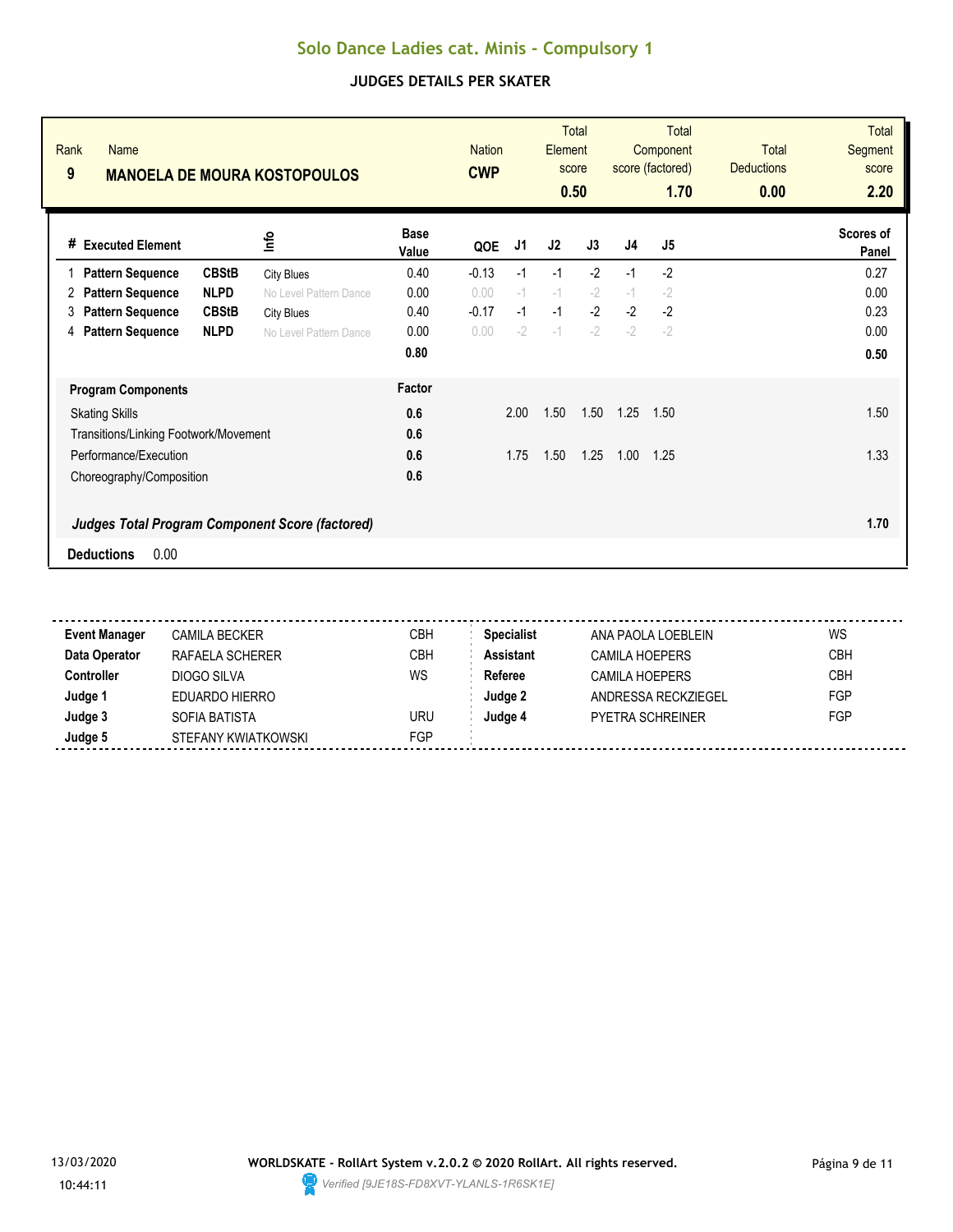# Solo Dance Ladies cat. Minis - Compulsory 1

## JUDGES DETAILS PER SKATER

| Rank | Name | Nation | Total Element score | Total Component score (factored) | Total Deductions | Total Segment score |
|---|---|---|---|---|---|---|
| 9 | MANOELA DE MOURA KOSTOPOULOS | CWP | 0.50 | 1.70 | 0.00 | 2.20 |

| # | Executed Element | | Info | Base Value | QOE | J1 | J2 | J3 | J4 | J5 | Scores of Panel |
|---|---|---|---|---|---|---|---|---|---|---|---|
| 1 | Pattern Sequence | CBStB | City Blues | 0.40 | -0.13 | -1 | -1 | -2 | -1 | -2 | 0.27 |
| 2 | Pattern Sequence | NLPD | No Level Pattern Dance | 0.00 | 0.00 | -1 | -1 | -2 | -1 | -2 | 0.00 |
| 3 | Pattern Sequence | CBStB | City Blues | 0.40 | -0.17 | -1 | -1 | -2 | -2 | -2 | 0.23 |
| 4 | Pattern Sequence | NLPD | No Level Pattern Dance | 0.00 | 0.00 | -2 | -1 | -2 | -2 | -2 | 0.00 |
| | | | | 0.80 | | | | | | | 0.50 |

| Program Components | Factor | J1 | J2 | J3 | J4 | J5 | Scores of Panel |
|---|---|---|---|---|---|---|---|
| Skating Skills | 0.6 | 2.00 | 1.50 | 1.50 | 1.25 | 1.50 | 1.50 |
| Transitions/Linking Footwork/Movement | 0.6 | | | | | | |
| Performance/Execution | 0.6 | 1.75 | 1.50 | 1.25 | 1.00 | 1.25 | 1.33 |
| Choreography/Composition | 0.6 | | | | | | |
| ***Judges Total Program Component Score (factored)*** | | | | | | | **1.70** |

**Deductions** 0.00

| | | | | | |
|---|---|---|---|---|---|
| **Event Manager** | CAMILA BECKER | CBH | **Specialist** | ANA PAOLA LOEBLEIN | WS |
| **Data Operator** | RAFAELA SCHERER | CBH | **Assistant** | CAMILA HOEPERS | CBH |
| **Controller** | DIOGO SILVA | WS | **Referee** | CAMILA HOEPERS | CBH |
| **Judge 1** | EDUARDO HIERRO | | **Judge 2** | ANDRESSA RECKZIEGEL | FGP |
| **Judge 3** | SOFIA BATISTA | URU | **Judge 4** | PYETRA SCHREINER | FGP |
| **Judge 5** | STEFANY KWIATKOWSKI | FGP | | | |

13/03/2020 10:44:11

**WORLDSKATE - RollArt System v.2.0.2 © 2020 RollArt. All rights reserved.**

*Verified [9JE18S-FD8XVT-YLANLS-1R6SK1E]*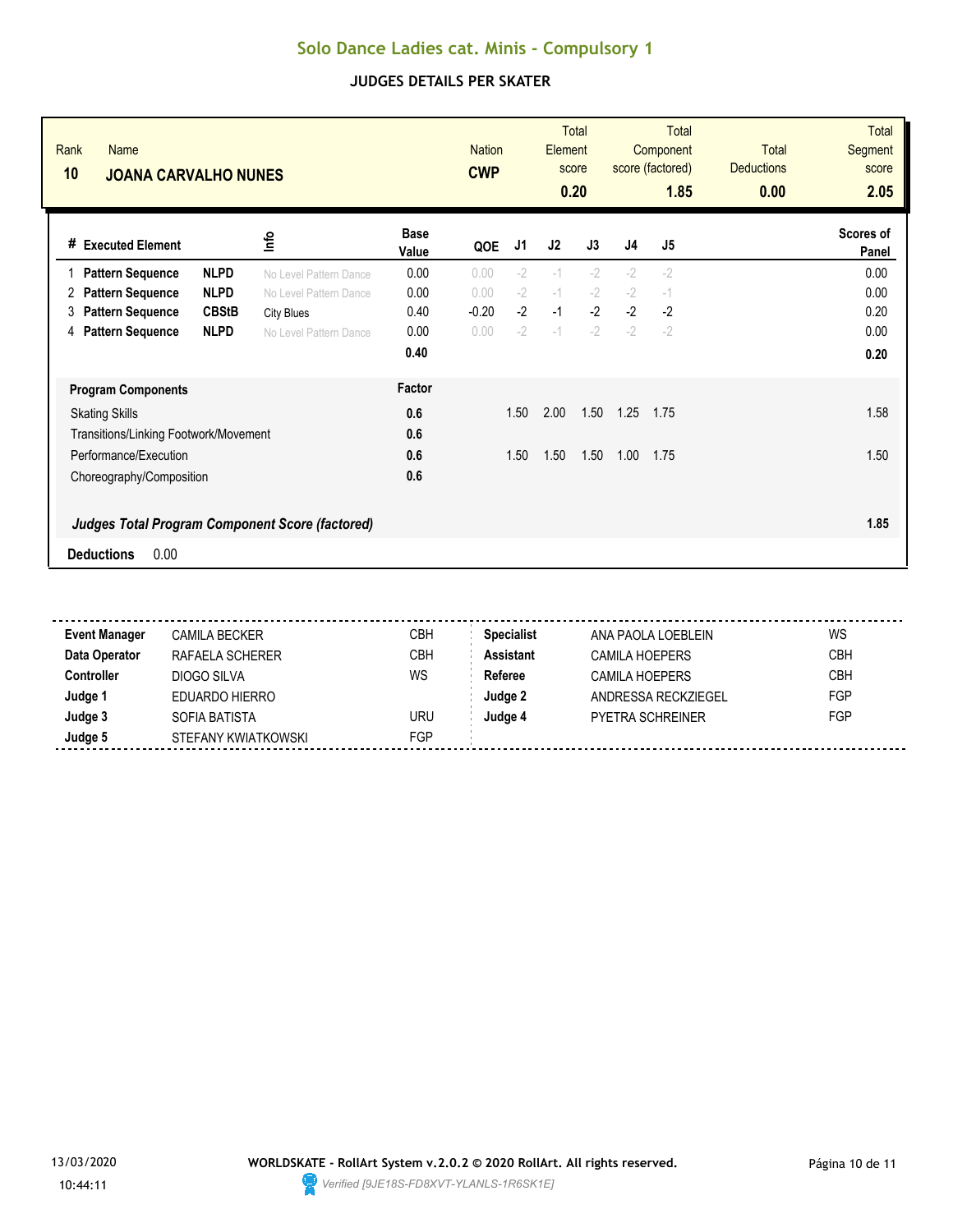# Solo Dance Ladies cat. Minis - Compulsory 1

## JUDGES DETAILS PER SKATER

| Rank | Name | Nation | Total Element score | Total Component score (factored) | Total Deductions | Total Segment score |
|---|---|---|---|---|---|---|
| 10 | **JOANA CARVALHO NUNES** | **CWP** | **0.20** | **1.85** | **0.00** | **2.05** |

| # | Executed Element | | Info | Base Value | QOE | J1 | J2 | J3 | J4 | J5 | Scores of Panel |
|---|---|---|---|---|---|---|---|---|---|---|---|
| 1 | **Pattern Sequence** | **NLPD** | No Level Pattern Dance | 0.00 | 0.00 | -2 | -1 | -2 | -2 | -2 | 0.00 |
| 2 | **Pattern Sequence** | **NLPD** | No Level Pattern Dance | 0.00 | 0.00 | -2 | -1 | -2 | -2 | -1 | 0.00 |
| 3 | **Pattern Sequence** | **CBStB** | City Blues | 0.40 | -0.20 | -2 | -1 | -2 | -2 | -2 | 0.20 |
| 4 | **Pattern Sequence** | **NLPD** | No Level Pattern Dance | 0.00 | 0.00 | -2 | -1 | -2 | -2 | -2 | 0.00 |
| | | | | **0.40** | | | | | | | **0.20** |

| Program Components | Factor | J1 | J2 | J3 | J4 | J5 | |
|---|---|---|---|---|---|---|---|
| Skating Skills | 0.6 | 1.50 | 2.00 | 1.50 | 1.25 | 1.75 | 1.58 |
| Transitions/Linking Footwork/Movement | 0.6 | | | | | | |
| Performance/Execution | 0.6 | 1.50 | 1.50 | 1.50 | 1.00 | 1.75 | 1.50 |
| Choreography/Composition | 0.6 | | | | | | |
| ***Judges Total Program Component Score (factored)*** | | | | | | | **1.85** |

**Deductions** 0.00

| | | | | | |
|---|---|---|---|---|---|
| **Event Manager** | CAMILA BECKER | CBH | **Specialist** | ANA PAOLA LOEBLEIN | WS |
| **Data Operator** | RAFAELA SCHERER | CBH | **Assistant** | CAMILA HOEPERS | CBH |
| **Controller** | DIOGO SILVA | WS | **Referee** | CAMILA HOEPERS | CBH |
| **Judge 1** | EDUARDO HIERRO | | **Judge 2** | ANDRESSA RECKZIEGEL | FGP |
| **Judge 3** | SOFIA BATISTA | URU | **Judge 4** | PYETRA SCHREINER | FGP |
| **Judge 5** | STEFANY KWIATKOWSKI | FGP | | | |

13/03/2020 10:44:11

**WORLDSKATE - RollArt System v.2.0.2 © 2020 RollArt. All rights reserved.**

*Verified [9JE18S-FD8XVT-YLANLS-1R6SK1E]*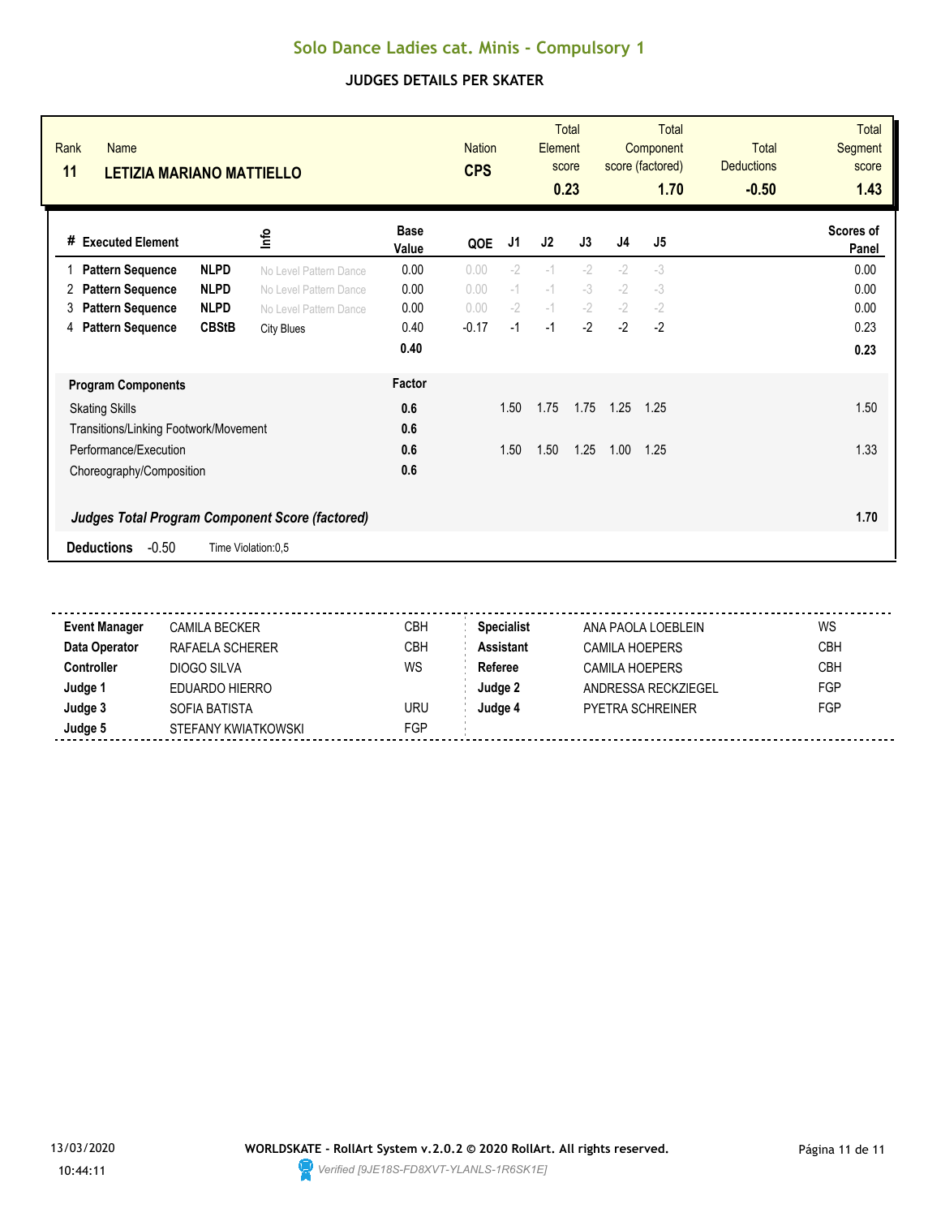# Solo Dance Ladies cat. Minis - Compulsory 1

## JUDGES DETAILS PER SKATER

| Rank | Name | Nation | Total Element score | Total Component score (factored) | Total Deductions | Total Segment score |
|---|---|---|---|---|---|---|
| 11 | LETIZIA MARIANO MATTIELLO | CPS | 0.23 | 1.70 | -0.50 | 1.43 |

| # | Executed Element | | Info | Base Value | QOE | J1 | J2 | J3 | J4 | J5 | Scores of Panel |
|---|---|---|---|---|---|---|---|---|---|---|---|
| 1 | Pattern Sequence | NLPD | No Level Pattern Dance | 0.00 | 0.00 | -2 | -1 | -2 | -2 | -3 | 0.00 |
| 2 | Pattern Sequence | NLPD | No Level Pattern Dance | 0.00 | 0.00 | -1 | -1 | -3 | -2 | -3 | 0.00 |
| 3 | Pattern Sequence | NLPD | No Level Pattern Dance | 0.00 | 0.00 | -2 | -1 | -2 | -2 | -2 | 0.00 |
| 4 | Pattern Sequence | CBStB | City Blues | 0.40 | -0.17 | -1 | -1 | -2 | -2 | -2 | 0.23 |
| | | | | 0.40 | | | | | | | 0.23 |

| Program Components | Factor | J1 | J2 | J3 | J4 | J5 | |
|---|---|---|---|---|---|---|---|
| Skating Skills | 0.6 | 1.50 | 1.75 | 1.75 | 1.25 | 1.25 | 1.50 |
| Transitions/Linking Footwork/Movement | 0.6 | | | | | | |
| Performance/Execution | 0.6 | 1.50 | 1.50 | 1.25 | 1.00 | 1.25 | 1.33 |
| Choreography/Composition | 0.6 | | | | | | |

***Judges Total Program Component Score (factored)*** **1.70**

**Deductions** -0.50 Time Violation:0,5

| | | | | | |
|---|---|---|---|---|---|
| **Event Manager** | CAMILA BECKER | CBH | **Specialist** | ANA PAOLA LOEBLEIN | WS |
| **Data Operator** | RAFAELA SCHERER | CBH | **Assistant** | CAMILA HOEPERS | CBH |
| **Controller** | DIOGO SILVA | WS | **Referee** | CAMILA HOEPERS | CBH |
| **Judge 1** | EDUARDO HIERRO | | **Judge 2** | ANDRESSA RECKZIEGEL | FGP |
| **Judge 3** | SOFIA BATISTA | URU | **Judge 4** | PYETRA SCHREINER | FGP |
| **Judge 5** | STEFANY KWIATKOWSKI | FGP | | | |

13/03/2020 10:44:11

**WORLDSKATE - RollArt System v.2.0.2 © 2020 RollArt. All rights reserved.**

*Verified [9JE18S-FD8XVT-YLANLS-1R6SK1E]*